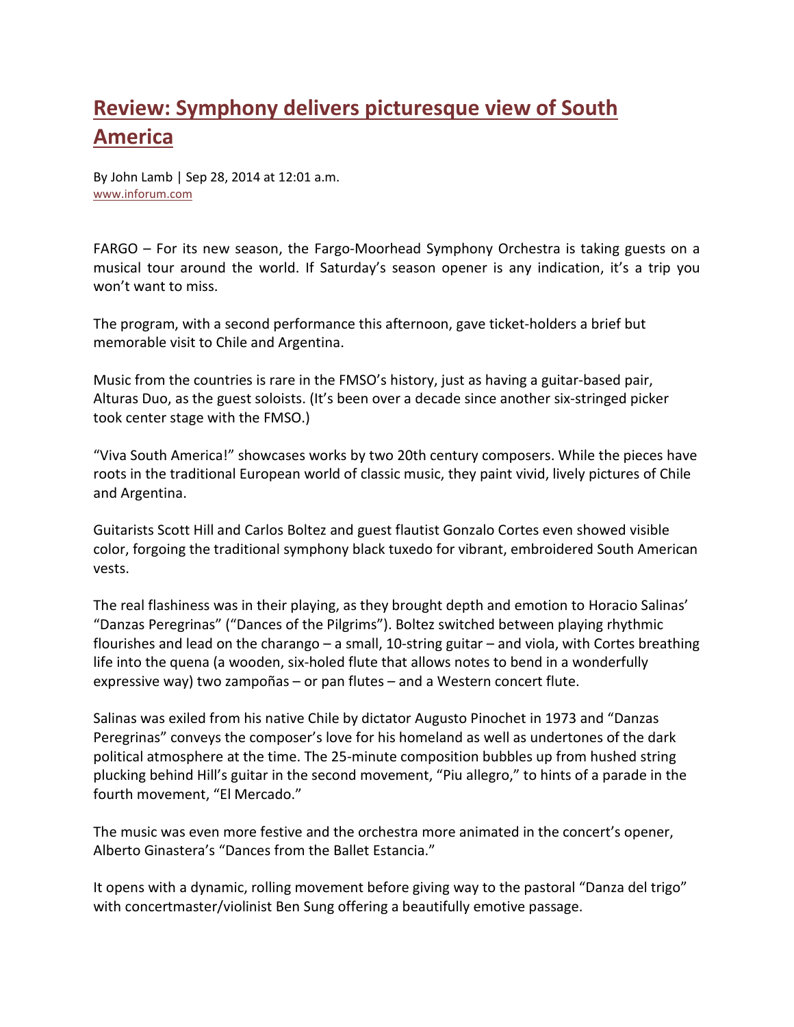# Review: Symphony delivers picturesque view of South America

By John Lamb | Sep 28, 2014 at 12:01 a.m.
www.inforum.com

FARGO – For its new season, the Fargo-Moorhead Symphony Orchestra is taking guests on a musical tour around the world. If Saturday's season opener is any indication, it's a trip you won't want to miss.

The program, with a second performance this afternoon, gave ticket-holders a brief but memorable visit to Chile and Argentina.

Music from the countries is rare in the FMSO's history, just as having a guitar-based pair, Alturas Duo, as the guest soloists. (It's been over a decade since another six-stringed picker took center stage with the FMSO.)

"Viva South America!" showcases works by two 20th century composers. While the pieces have roots in the traditional European world of classic music, they paint vivid, lively pictures of Chile and Argentina.

Guitarists Scott Hill and Carlos Boltez and guest flautist Gonzalo Cortes even showed visible color, forgoing the traditional symphony black tuxedo for vibrant, embroidered South American vests.

The real flashiness was in their playing, as they brought depth and emotion to Horacio Salinas' "Danzas Peregrinas" ("Dances of the Pilgrims"). Boltez switched between playing rhythmic flourishes and lead on the charango – a small, 10-string guitar – and viola, with Cortes breathing life into the quena (a wooden, six-holed flute that allows notes to bend in a wonderfully expressive way) two zampoñas – or pan flutes – and a Western concert flute.

Salinas was exiled from his native Chile by dictator Augusto Pinochet in 1973 and "Danzas Peregrinas" conveys the composer's love for his homeland as well as undertones of the dark political atmosphere at the time. The 25-minute composition bubbles up from hushed string plucking behind Hill's guitar in the second movement, "Piu allegro," to hints of a parade in the fourth movement, "El Mercado."

The music was even more festive and the orchestra more animated in the concert's opener, Alberto Ginastera's "Dances from the Ballet Estancia."

It opens with a dynamic, rolling movement before giving way to the pastoral "Danza del trigo" with concertmaster/violinist Ben Sung offering a beautifully emotive passage.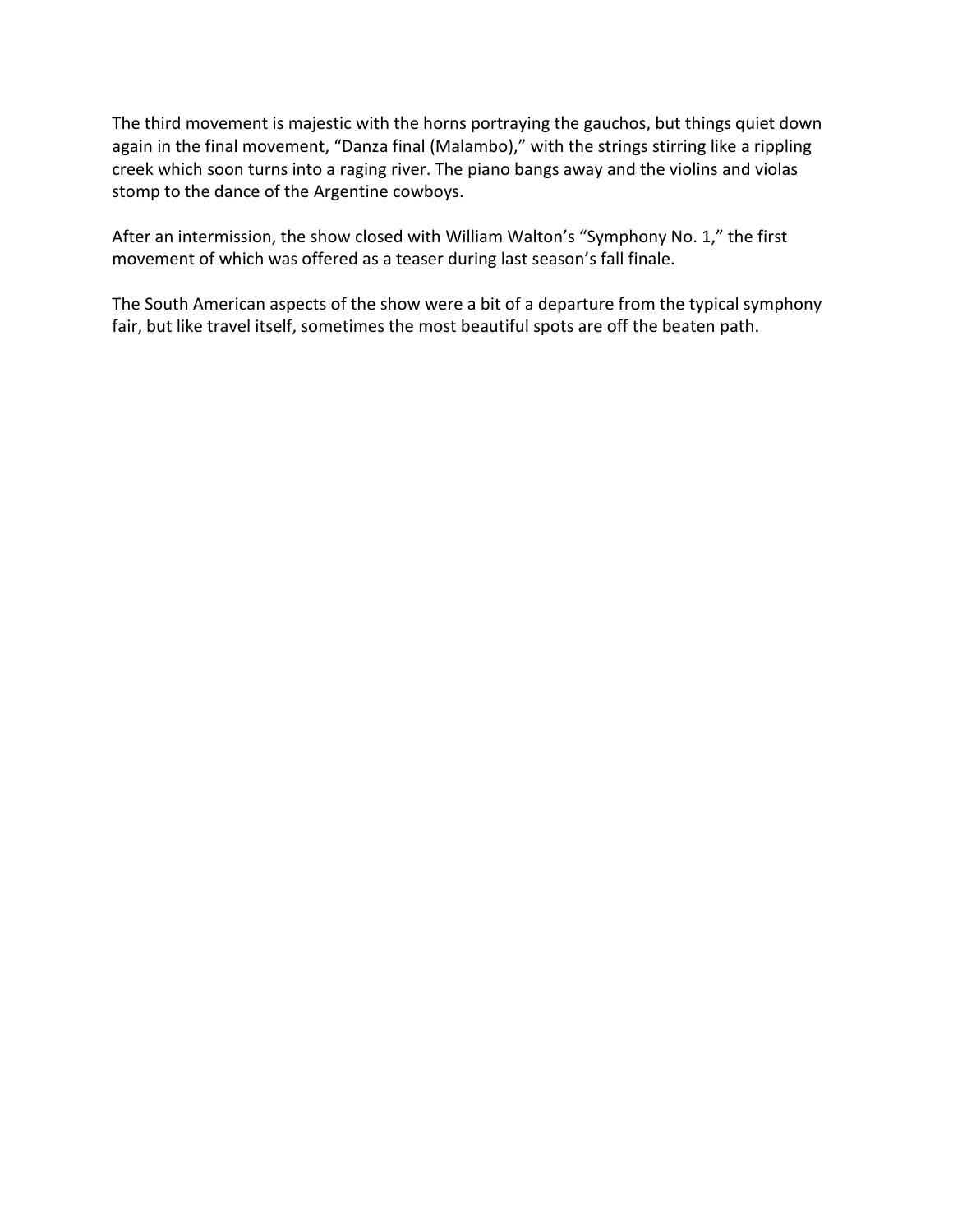The third movement is majestic with the horns portraying the gauchos, but things quiet down again in the final movement, “Danza final (Malambo),” with the strings stirring like a rippling creek which soon turns into a raging river. The piano bangs away and the violins and violas stomp to the dance of the Argentine cowboys.

After an intermission, the show closed with William Walton’s “Symphony No. 1,” the first movement of which was offered as a teaser during last season’s fall finale.

The South American aspects of the show were a bit of a departure from the typical symphony fair, but like travel itself, sometimes the most beautiful spots are off the beaten path.